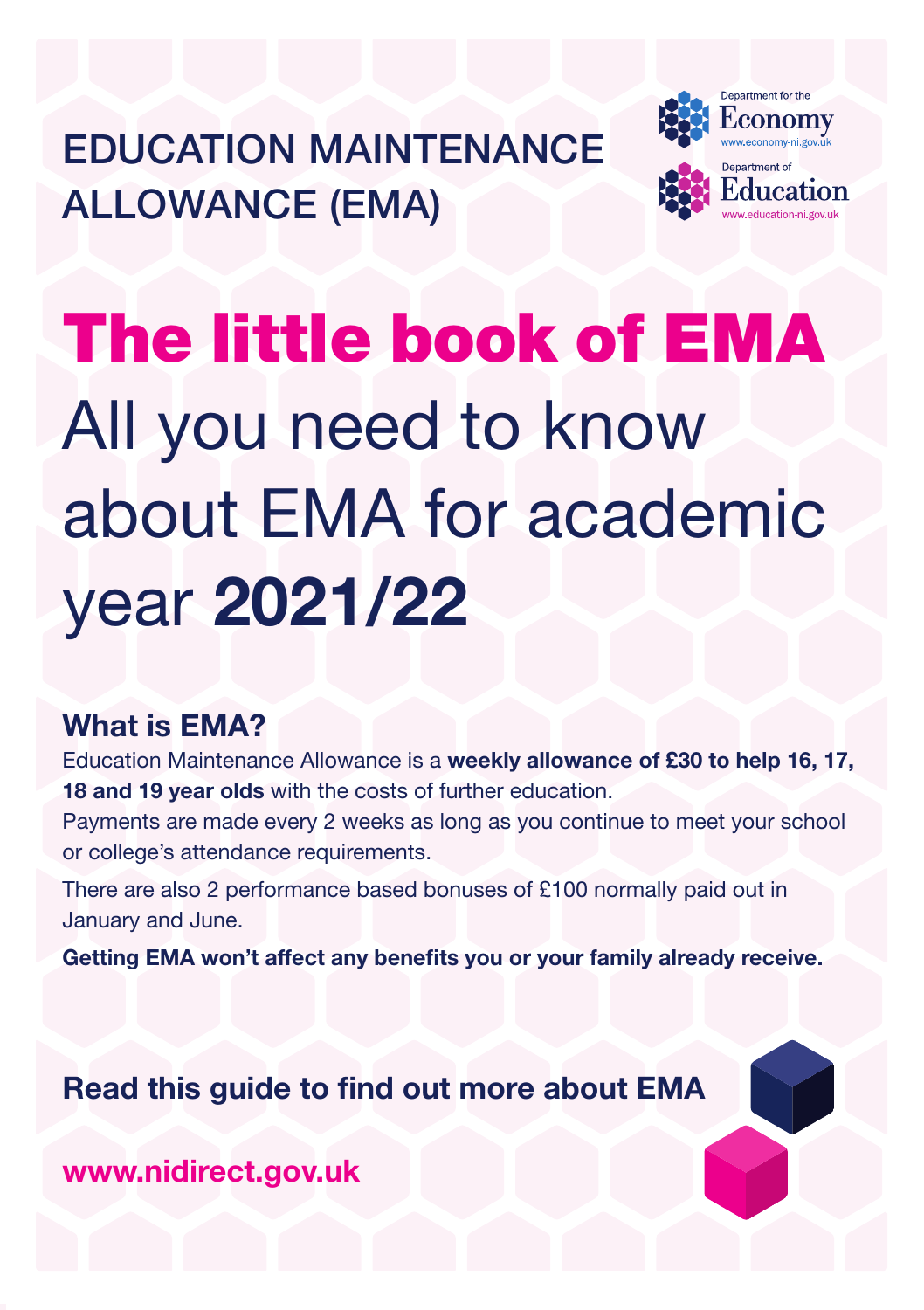EDUCATION MAINTENANCE ALLOWANCE (EMA)

Department for the Economy
www.economy-ni.gov.uk

Department of Education
www.education-ni.gov.uk

# The little book of EMA

All you need to know about EMA for academic year **2021/22**

## What is EMA?

Education Maintenance Allowance is a **weekly allowance of £30 to help 16, 17, 18 and 19 year olds** with the costs of further education.

Payments are made every 2 weeks as long as you continue to meet your school or college's attendance requirements.

There are also 2 performance based bonuses of £100 normally paid out in January and June.

**Getting EMA won't affect any benefits you or your family already receive.**

**Read this guide to find out more about EMA**

**www.nidirect.gov.uk**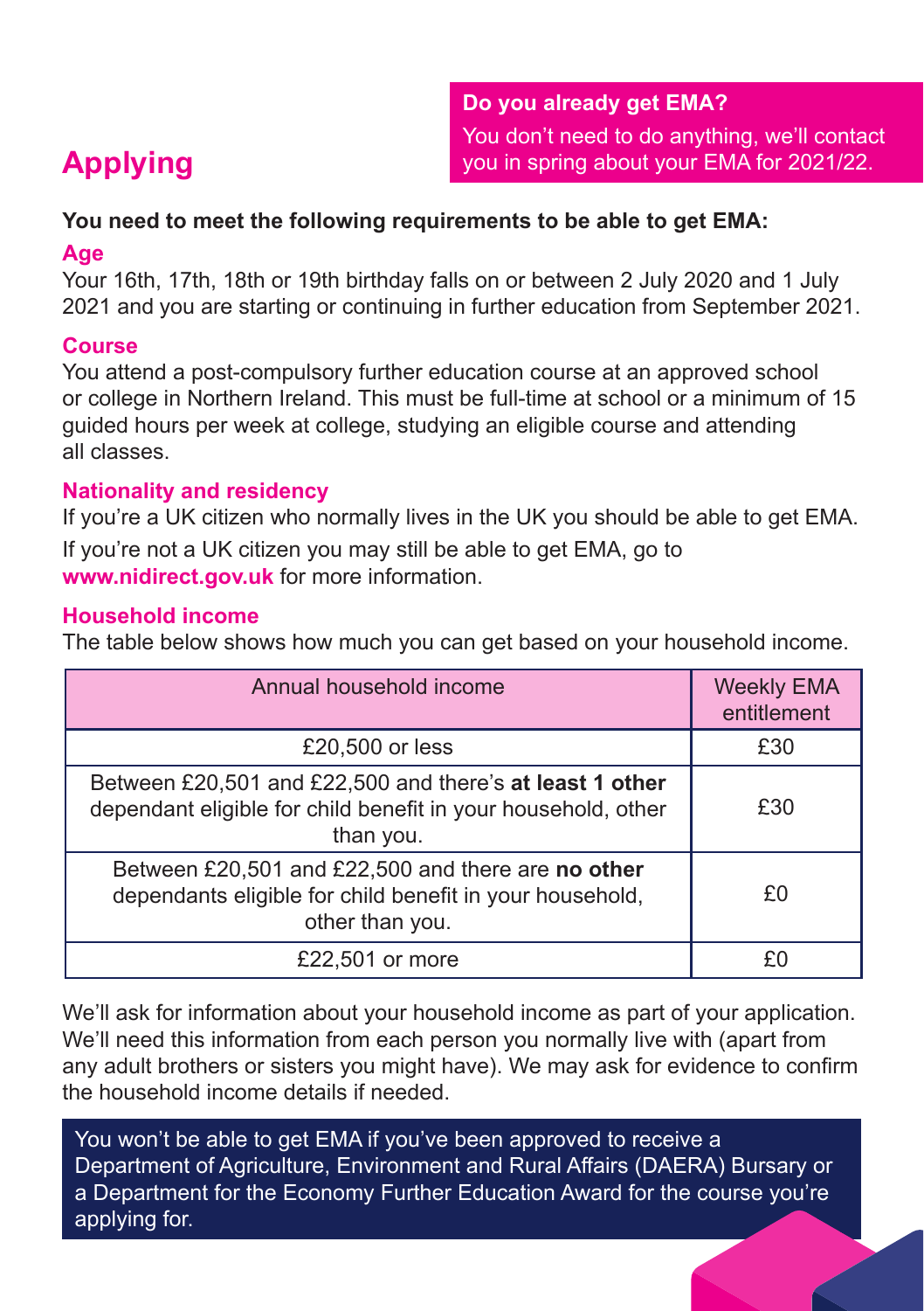## Applying

**Do you already get EMA?**

You don't need to do anything, we'll contact you in spring about your EMA for 2021/22.

**You need to meet the following requirements to be able to get EMA:**

### Age

Your 16th, 17th, 18th or 19th birthday falls on or between 2 July 2020 and 1 July 2021 and you are starting or continuing in further education from September 2021.

### Course

You attend a post-compulsory further education course at an approved school or college in Northern Ireland. This must be full-time at school or a minimum of 15 guided hours per week at college, studying an eligible course and attending all classes.

### Nationality and residency

If you're a UK citizen who normally lives in the UK you should be able to get EMA.

If you're not a UK citizen you may still be able to get EMA, go to **www.nidirect.gov.uk** for more information.

### Household income

The table below shows how much you can get based on your household income.

| Annual household income | Weekly EMA entitlement |
|---|---|
| £20,500 or less | £30 |
| Between £20,501 and £22,500 and there's **at least 1 other** dependant eligible for child benefit in your household, other than you. | £30 |
| Between £20,501 and £22,500 and there are **no other** dependants eligible for child benefit in your household, other than you. | £0 |
| £22,501 or more | £0 |

We'll ask for information about your household income as part of your application. We'll need this information from each person you normally live with (apart from any adult brothers or sisters you might have). We may ask for evidence to confirm the household income details if needed.

You won't be able to get EMA if you've been approved to receive a Department of Agriculture, Environment and Rural Affairs (DAERA) Bursary or a Department for the Economy Further Education Award for the course you're applying for.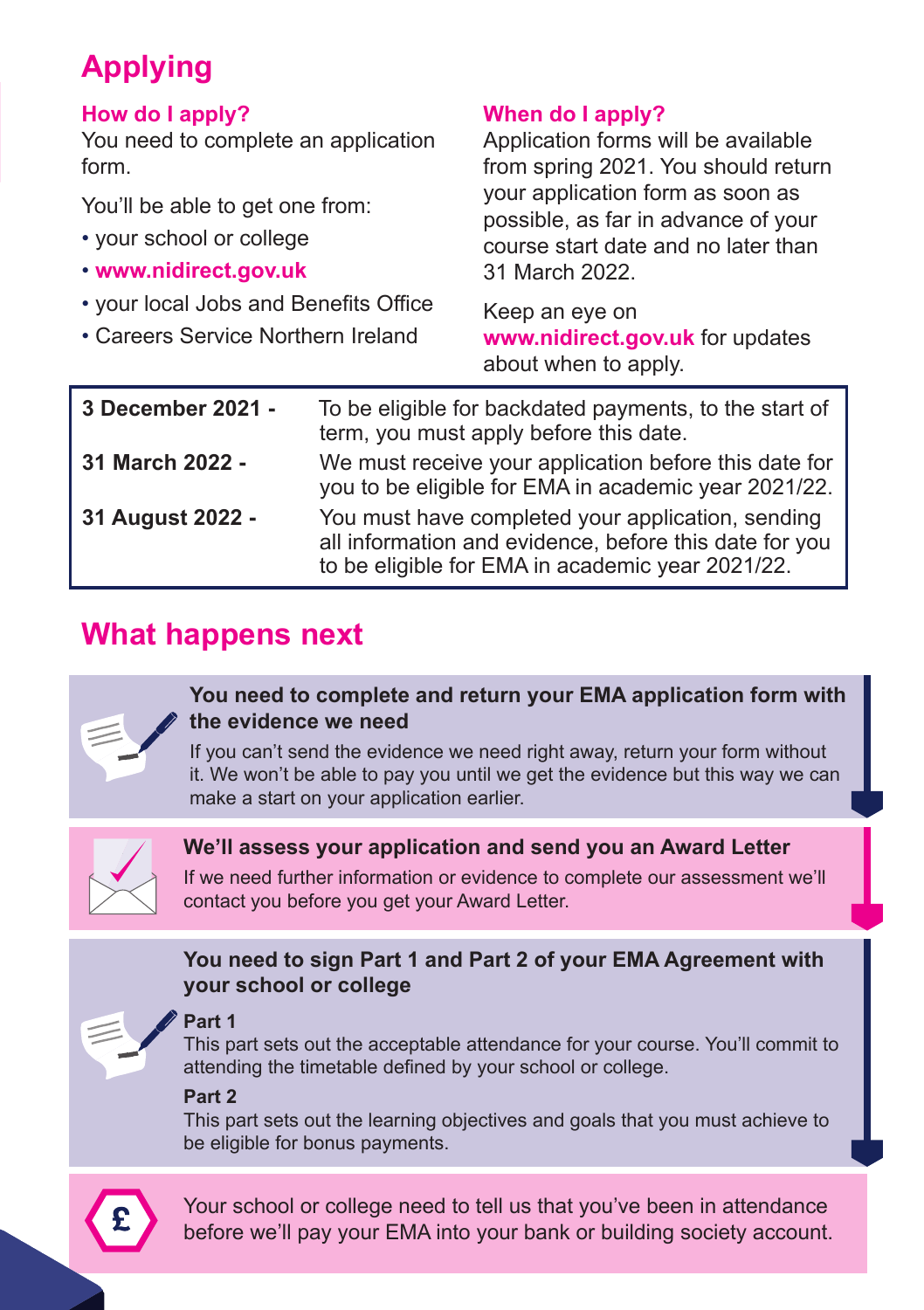# Applying

## How do I apply?

You need to complete an application form.

You'll be able to get one from:

- your school or college
- **www.nidirect.gov.uk**
- your local Jobs and Benefits Office
- Careers Service Northern Ireland

## When do I apply?

Application forms will be available from spring 2021. You should return your application form as soon as possible, as far in advance of your course start date and no later than 31 March 2022.

Keep an eye on **www.nidirect.gov.uk** for updates about when to apply.

| | |
|---|---|
| **3 December 2021 -** | To be eligible for backdated payments, to the start of term, you must apply before this date. |
| **31 March 2022 -** | We must receive your application before this date for you to be eligible for EMA in academic year 2021/22. |
| **31 August 2022 -** | You must have completed your application, sending all information and evidence, before this date for you to be eligible for EMA in academic year 2021/22. |

# What happens next

**You need to complete and return your EMA application form with the evidence we need**

If you can't send the evidence we need right away, return your form without it. We won't be able to pay you until we get the evidence but this way we can make a start on your application earlier.

**We'll assess your application and send you an Award Letter**

If we need further information or evidence to complete our assessment we'll contact you before you get your Award Letter.

**You need to sign Part 1 and Part 2 of your EMA Agreement with your school or college**

**Part 1**

This part sets out the acceptable attendance for your course. You'll commit to attending the timetable defined by your school or college.

**Part 2**

This part sets out the learning objectives and goals that you must achieve to be eligible for bonus payments.

Your school or college need to tell us that you've been in attendance before we'll pay your EMA into your bank or building society account.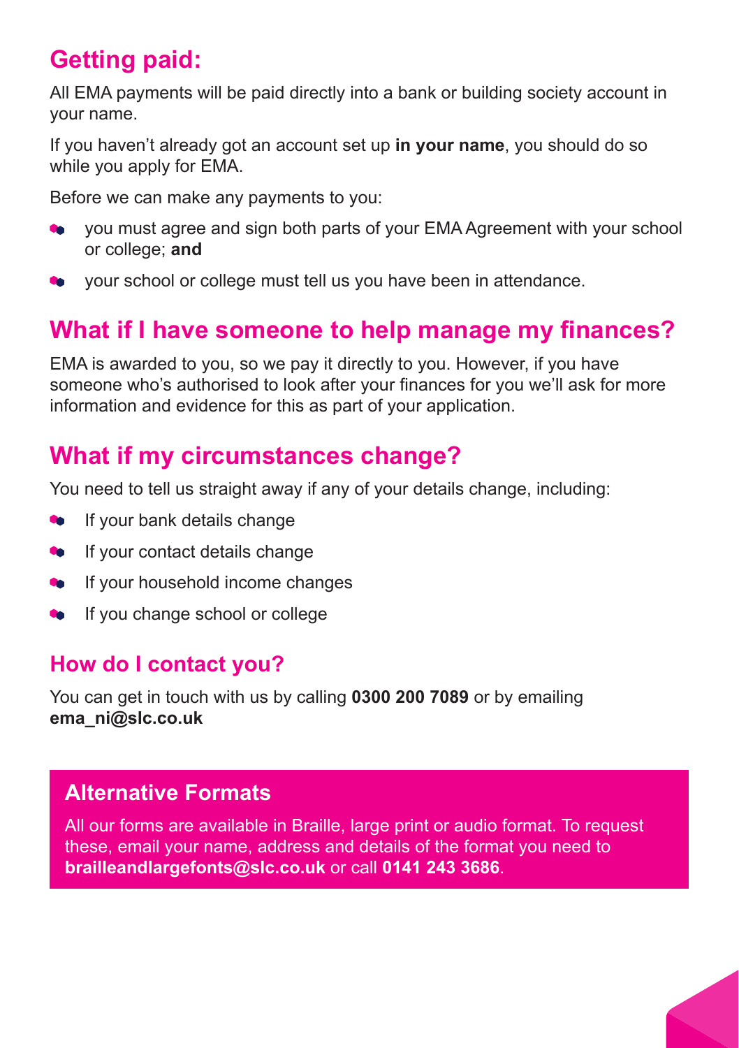## Getting paid:

All EMA payments will be paid directly into a bank or building society account in your name.

If you haven't already got an account set up **in your name**, you should do so while you apply for EMA.

Before we can make any payments to you:

- you must agree and sign both parts of your EMA Agreement with your school or college; **and**
- your school or college must tell us you have been in attendance.

## What if I have someone to help manage my finances?

EMA is awarded to you, so we pay it directly to you. However, if you have someone who's authorised to look after your finances for you we'll ask for more information and evidence for this as part of your application.

## What if my circumstances change?

You need to tell us straight away if any of your details change, including:

- If your bank details change
- If your contact details change
- If your household income changes
- If you change school or college

### How do I contact you?

You can get in touch with us by calling **0300 200 7089** or by emailing **ema_ni@slc.co.uk**

### Alternative Formats

All our forms are available in Braille, large print or audio format. To request these, email your name, address and details of the format you need to **brailleandlargefonts@slc.co.uk** or call **0141 243 3686**.